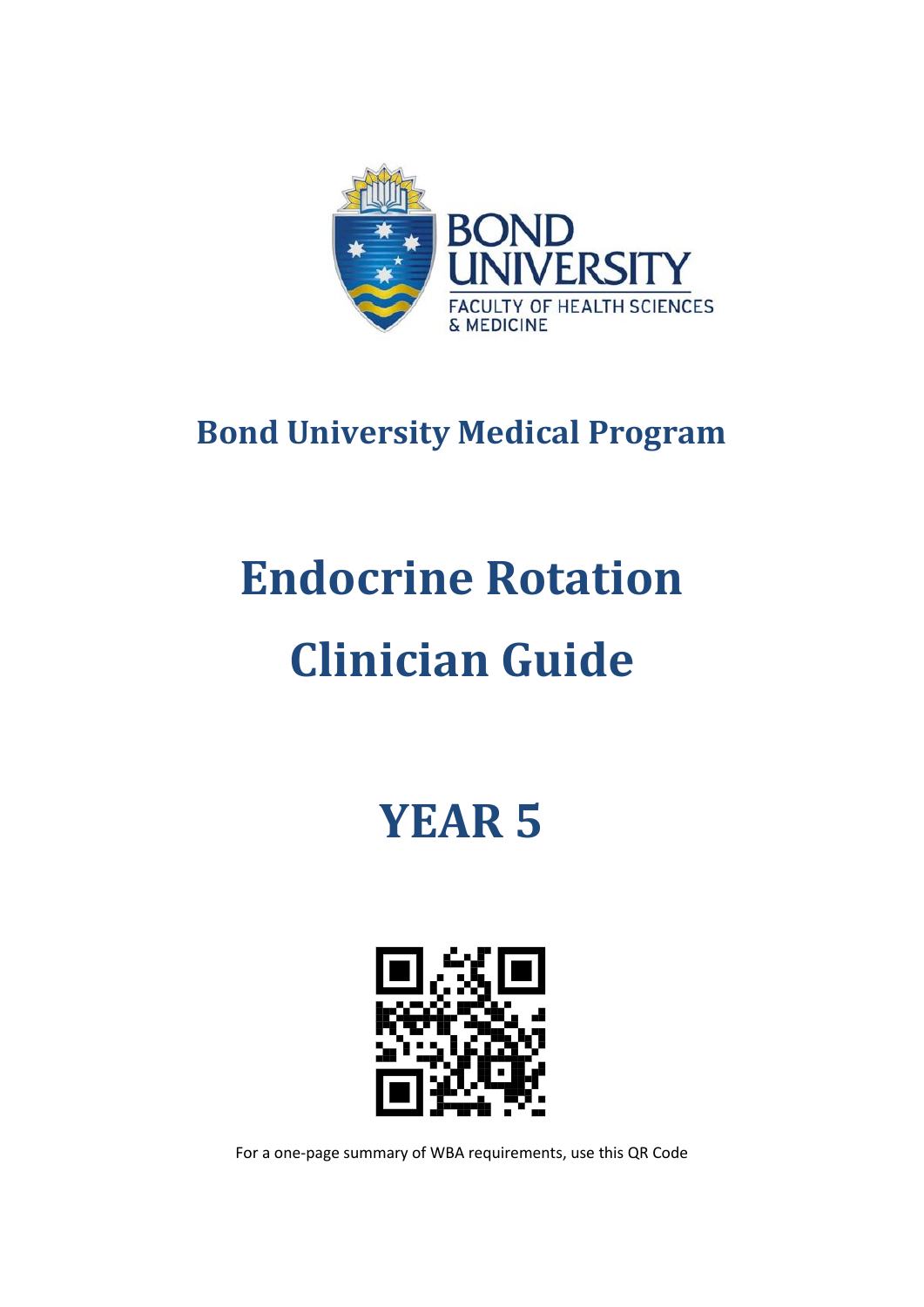BOND UNIVERSITY

FACULTY OF HEALTH SCIENCES & MEDICINE

## Bond University Medical Program

# Endocrine Rotation Clinician Guide

# YEAR 5

For a one-page summary of WBA requirements, use this QR Code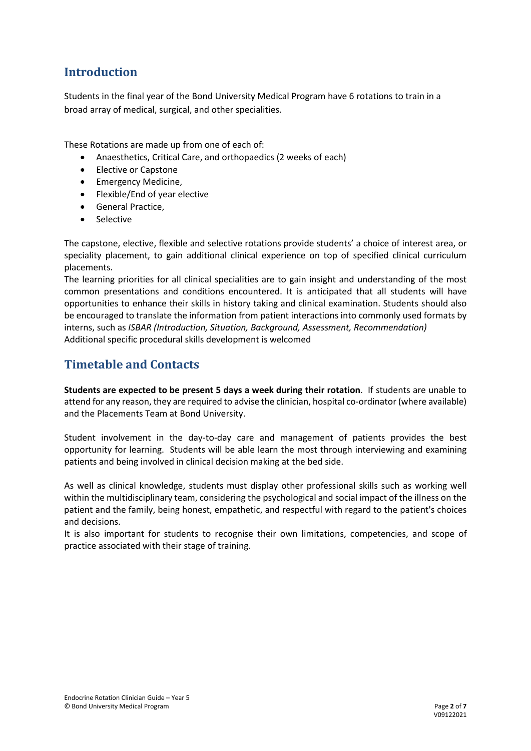## Introduction

Students in the final year of the Bond University Medical Program have 6 rotations to train in a broad array of medical, surgical, and other specialities.

These Rotations are made up from one of each of:

- Anaesthetics, Critical Care, and orthopaedics (2 weeks of each)
- Elective or Capstone
- Emergency Medicine,
- Flexible/End of year elective
- General Practice,
- Selective

The capstone, elective, flexible and selective rotations provide students' a choice of interest area, or speciality placement, to gain additional clinical experience on top of specified clinical curriculum placements.
The learning priorities for all clinical specialities are to gain insight and understanding of the most common presentations and conditions encountered. It is anticipated that all students will have opportunities to enhance their skills in history taking and clinical examination. Students should also be encouraged to translate the information from patient interactions into commonly used formats by interns, such as *ISBAR (Introduction, Situation, Background, Assessment, Recommendation)*
Additional specific procedural skills development is welcomed

## Timetable and Contacts

**Students are expected to be present 5 days a week during their rotation**. If students are unable to attend for any reason, they are required to advise the clinician, hospital co-ordinator (where available) and the Placements Team at Bond University.

Student involvement in the day-to-day care and management of patients provides the best opportunity for learning. Students will be able learn the most through interviewing and examining patients and being involved in clinical decision making at the bed side.

As well as clinical knowledge, students must display other professional skills such as working well within the multidisciplinary team, considering the psychological and social impact of the illness on the patient and the family, being honest, empathetic, and respectful with regard to the patient's choices and decisions.
It is also important for students to recognise their own limitations, competencies, and scope of practice associated with their stage of training.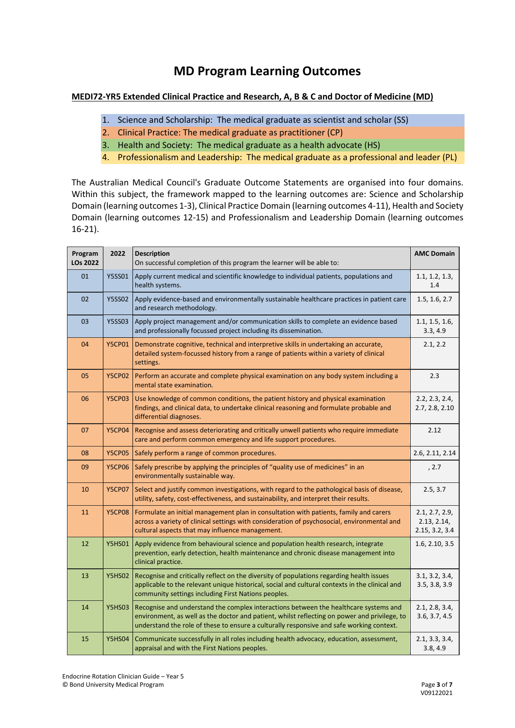# MD Program Learning Outcomes

**MEDI72-YR5 Extended Clinical Practice and Research, A, B & C and Doctor of Medicine (MD)**

1. Science and Scholarship: The medical graduate as scientist and scholar (SS)
2. Clinical Practice: The medical graduate as practitioner (CP)
3. Health and Society: The medical graduate as a health advocate (HS)
4. Professionalism and Leadership: The medical graduate as a professional and leader (PL)

The Australian Medical Council's Graduate Outcome Statements are organised into four domains. Within this subject, the framework mapped to the learning outcomes are: Science and Scholarship Domain (learning outcomes 1-3), Clinical Practice Domain (learning outcomes 4-11), Health and Society Domain (learning outcomes 12-15) and Professionalism and Leadership Domain (learning outcomes 16-21).

| Program LOs 2022 | 2022 | Description<br>On successful completion of this program the learner will be able to: | AMC Domain |
|---|---|---|---|
| 01 | Y5SS01 | Apply current medical and scientific knowledge to individual patients, populations and health systems. | 1.1, 1.2, 1.3, 1.4 |
| 02 | Y5SS02 | Apply evidence-based and environmentally sustainable healthcare practices in patient care and research methodology. | 1.5, 1.6, 2.7 |
| 03 | Y5SS03 | Apply project management and/or communication skills to complete an evidence based and professionally focussed project including its dissemination. | 1.1, 1.5, 1.6, 3.3, 4.9 |
| 04 | Y5CP01 | Demonstrate cognitive, technical and interpretive skills in undertaking an accurate, detailed system-focussed history from a range of patients within a variety of clinical settings. | 2.1, 2.2 |
| 05 | Y5CP02 | Perform an accurate and complete physical examination on any body system including a mental state examination. | 2.3 |
| 06 | Y5CP03 | Use knowledge of common conditions, the patient history and physical examination findings, and clinical data, to undertake clinical reasoning and formulate probable and differential diagnoses. | 2.2, 2.3, 2.4, 2.7, 2.8, 2.10 |
| 07 | Y5CP04 | Recognise and assess deteriorating and critically unwell patients who require immediate care and perform common emergency and life support procedures. | 2.12 |
| 08 | Y5CP05 | Safely perform a range of common procedures. | 2.6, 2.11, 2.14 |
| 09 | Y5CP06 | Safely prescribe by applying the principles of "quality use of medicines" in an environmentally sustainable way. | , 2.7 |
| 10 | Y5CP07 | Select and justify common investigations, with regard to the pathological basis of disease, utility, safety, cost-effectiveness, and sustainability, and interpret their results. | 2.5, 3.7 |
| 11 | Y5CP08 | Formulate an initial management plan in consultation with patients, family and carers across a variety of clinical settings with consideration of psychosocial, environmental and cultural aspects that may influence management. | 2.1, 2.7, 2.9, 2.13, 2.14, 2.15, 3.2, 3.4 |
| 12 | Y5HS01 | Apply evidence from behavioural science and population health research, integrate prevention, early detection, health maintenance and chronic disease management into clinical practice. | 1.6, 2.10, 3.5 |
| 13 | Y5HS02 | Recognise and critically reflect on the diversity of populations regarding health issues applicable to the relevant unique historical, social and cultural contexts in the clinical and community settings including First Nations peoples. | 3.1, 3.2, 3.4, 3.5, 3.8, 3.9 |
| 14 | Y5HS03 | Recognise and understand the complex interactions between the healthcare systems and environment, as well as the doctor and patient, whilst reflecting on power and privilege, to understand the role of these to ensure a culturally responsive and safe working context. | 2.1, 2.8, 3.4, 3.6, 3.7, 4.5 |
| 15 | Y5HS04 | Communicate successfully in all roles including health advocacy, education, assessment, appraisal and with the First Nations peoples. | 2.1, 3.3, 3.4, 3.8, 4.9 |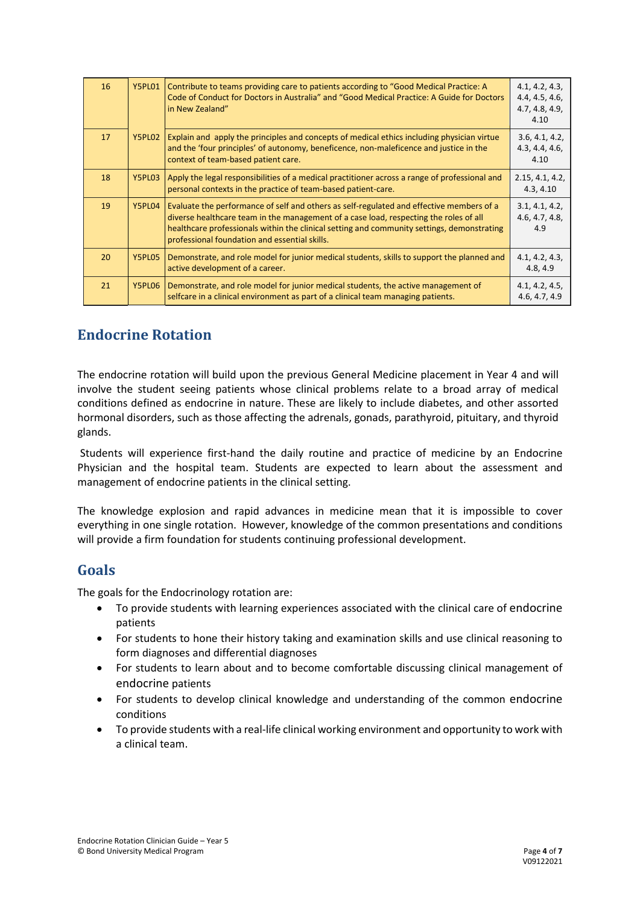| | | | |
|---|---|---|---|
| 16 | Y5PL01 | Contribute to teams providing care to patients according to "Good Medical Practice: A Code of Conduct for Doctors in Australia" and "Good Medical Practice: A Guide for Doctors in New Zealand" | 4.1, 4.2, 4.3, 4.4, 4.5, 4.6, 4.7, 4.8, 4.9, 4.10 |
| 17 | Y5PL02 | Explain and apply the principles and concepts of medical ethics including physician virtue and the 'four principles' of autonomy, beneficence, non-maleficence and justice in the context of team-based patient care. | 3.6, 4.1, 4.2, 4.3, 4.4, 4.6, 4.10 |
| 18 | Y5PL03 | Apply the legal responsibilities of a medical practitioner across a range of professional and personal contexts in the practice of team-based patient-care. | 2.15, 4.1, 4.2, 4.3, 4.10 |
| 19 | Y5PL04 | Evaluate the performance of self and others as self-regulated and effective members of a diverse healthcare team in the management of a case load, respecting the roles of all healthcare professionals within the clinical setting and community settings, demonstrating professional foundation and essential skills. | 3.1, 4.1, 4.2, 4.6, 4.7, 4.8, 4.9 |
| 20 | Y5PL05 | Demonstrate, and role model for junior medical students, skills to support the planned and active development of a career. | 4.1, 4.2, 4.3, 4.8, 4.9 |
| 21 | Y5PL06 | Demonstrate, and role model for junior medical students, the active management of selfcare in a clinical environment as part of a clinical team managing patients. | 4.1, 4.2, 4.5, 4.6, 4.7, 4.9 |

## Endocrine Rotation

The endocrine rotation will build upon the previous General Medicine placement in Year 4 and will involve the student seeing patients whose clinical problems relate to a broad array of medical conditions defined as endocrine in nature. These are likely to include diabetes, and other assorted hormonal disorders, such as those affecting the adrenals, gonads, parathyroid, pituitary, and thyroid glands.

Students will experience first-hand the daily routine and practice of medicine by an Endocrine Physician and the hospital team. Students are expected to learn about the assessment and management of endocrine patients in the clinical setting.

The knowledge explosion and rapid advances in medicine mean that it is impossible to cover everything in one single rotation. However, knowledge of the common presentations and conditions will provide a firm foundation for students continuing professional development.

## Goals

The goals for the Endocrinology rotation are:

- To provide students with learning experiences associated with the clinical care of endocrine patients
- For students to hone their history taking and examination skills and use clinical reasoning to form diagnoses and differential diagnoses
- For students to learn about and to become comfortable discussing clinical management of endocrine patients
- For students to develop clinical knowledge and understanding of the common endocrine conditions
- To provide students with a real-life clinical working environment and opportunity to work with a clinical team.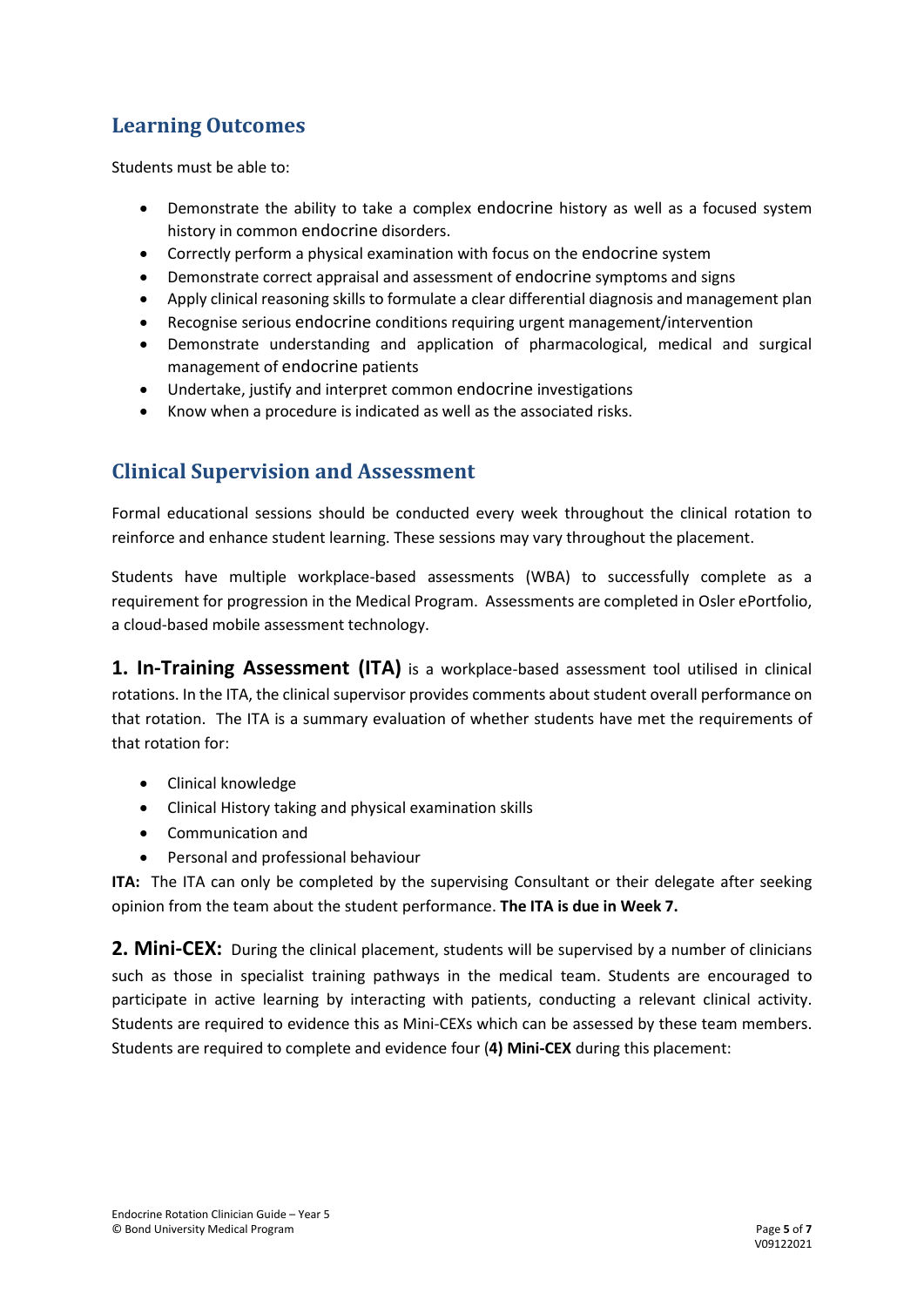## Learning Outcomes

Students must be able to:

- Demonstrate the ability to take a complex endocrine history as well as a focused system history in common endocrine disorders.
- Correctly perform a physical examination with focus on the endocrine system
- Demonstrate correct appraisal and assessment of endocrine symptoms and signs
- Apply clinical reasoning skills to formulate a clear differential diagnosis and management plan
- Recognise serious endocrine conditions requiring urgent management/intervention
- Demonstrate understanding and application of pharmacological, medical and surgical management of endocrine patients
- Undertake, justify and interpret common endocrine investigations
- Know when a procedure is indicated as well as the associated risks.

## Clinical Supervision and Assessment

Formal educational sessions should be conducted every week throughout the clinical rotation to reinforce and enhance student learning. These sessions may vary throughout the placement.

Students have multiple workplace-based assessments (WBA) to successfully complete as a requirement for progression in the Medical Program. Assessments are completed in Osler ePortfolio, a cloud-based mobile assessment technology.

**1. In-Training Assessment (ITA)** is a workplace-based assessment tool utilised in clinical rotations. In the ITA, the clinical supervisor provides comments about student overall performance on that rotation. The ITA is a summary evaluation of whether students have met the requirements of that rotation for:

- Clinical knowledge
- Clinical History taking and physical examination skills
- Communication and
- Personal and professional behaviour

**ITA:** The ITA can only be completed by the supervising Consultant or their delegate after seeking opinion from the team about the student performance. **The ITA is due in Week 7.**

**2. Mini-CEX:** During the clinical placement, students will be supervised by a number of clinicians such as those in specialist training pathways in the medical team. Students are encouraged to participate in active learning by interacting with patients, conducting a relevant clinical activity. Students are required to evidence this as Mini-CEXs which can be assessed by these team members. Students are required to complete and evidence four (**4) Mini-CEX** during this placement: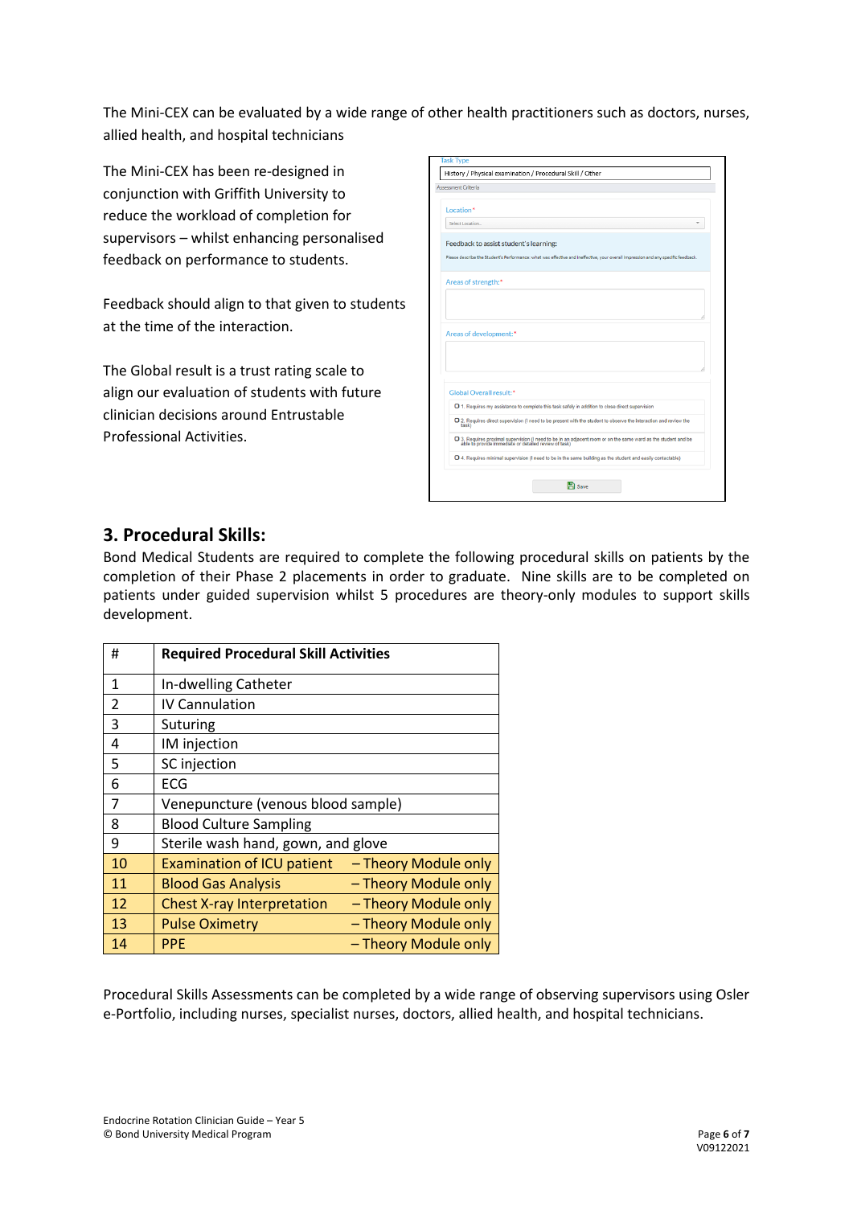The Mini-CEX can be evaluated by a wide range of other health practitioners such as doctors, nurses, allied health, and hospital technicians

The Mini-CEX has been re-designed in conjunction with Griffith University to reduce the workload of completion for supervisors – whilst enhancing personalised feedback on performance to students.

Feedback should align to that given to students at the time of the interaction.

The Global result is a trust rating scale to align our evaluation of students with future clinician decisions around Entrustable Professional Activities.

Task Type

History / Physical examination / Procedural Skill / Other

Assessment Criteria

Location *

Select Location...

Feedback to assist student's learning:

Please describe the Student's Performance: what was effective and ineffective, your overall impression and any specific feedback.

Areas of strength:*

Areas of development:*

Global Overall result:*

1. Requires my assistance to complete this task safely in addition to close direct supervision

2. Requires direct supervision (I need to be present with the student to observe the interaction and review the task)

3. Requires proximal supervision (I need to be in an adjacent room or on the same ward as the student and be able to provide immediate or detailed review of task)

4. Requires minimal supervision (I need to be in the same building as the student and easily contactable)

Save

## 3. Procedural Skills:

Bond Medical Students are required to complete the following procedural skills on patients by the completion of their Phase 2 placements in order to graduate. Nine skills are to be completed on patients under guided supervision whilst 5 procedures are theory-only modules to support skills development.

| # | Required Procedural Skill Activities |
|---|---|
| 1 | In-dwelling Catheter |
| 2 | IV Cannulation |
| 3 | Suturing |
| 4 | IM injection |
| 5 | SC injection |
| 6 | ECG |
| 7 | Venepuncture (venous blood sample) |
| 8 | Blood Culture Sampling |
| 9 | Sterile wash hand, gown, and glove |
| 10 | Examination of ICU patient – Theory Module only |
| 11 | Blood Gas Analysis – Theory Module only |
| 12 | Chest X-ray Interpretation – Theory Module only |
| 13 | Pulse Oximetry – Theory Module only |
| 14 | PPE – Theory Module only |

Procedural Skills Assessments can be completed by a wide range of observing supervisors using Osler e-Portfolio, including nurses, specialist nurses, doctors, allied health, and hospital technicians.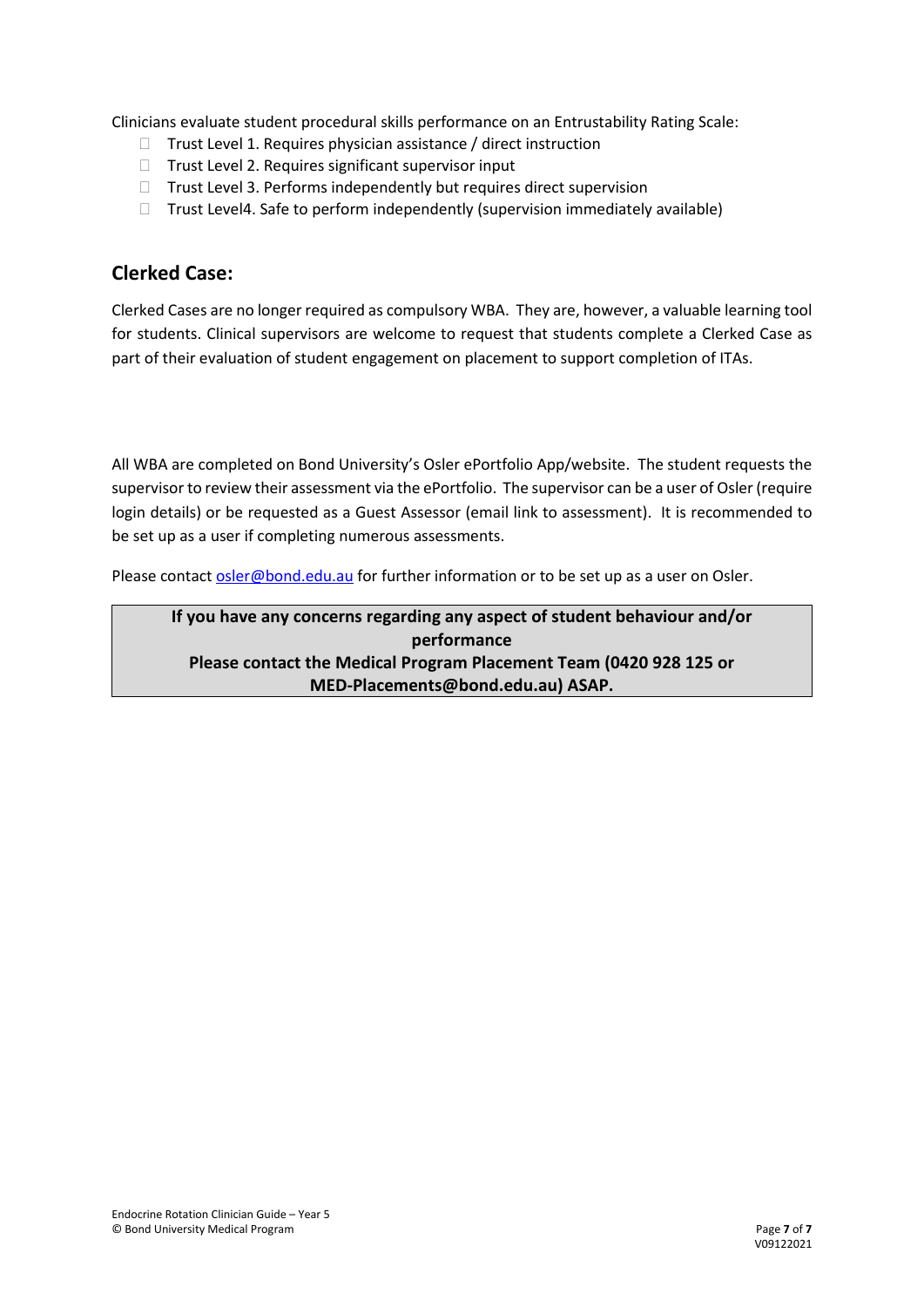Clinicians evaluate student procedural skills performance on an Entrustability Rating Scale:

- Trust Level 1. Requires physician assistance / direct instruction
- Trust Level 2. Requires significant supervisor input
- Trust Level 3. Performs independently but requires direct supervision
- Trust Level4. Safe to perform independently (supervision immediately available)

## Clerked Case:

Clerked Cases are no longer required as compulsory WBA. They are, however, a valuable learning tool for students. Clinical supervisors are welcome to request that students complete a Clerked Case as part of their evaluation of student engagement on placement to support completion of ITAs.

All WBA are completed on Bond University's Osler ePortfolio App/website. The student requests the supervisor to review their assessment via the ePortfolio. The supervisor can be a user of Osler (require login details) or be requested as a Guest Assessor (email link to assessment). It is recommended to be set up as a user if completing numerous assessments.

Please contact osler@bond.edu.au for further information or to be set up as a user on Osler.

**If you have any concerns regarding any aspect of student behaviour and/or performance**
**Please contact the Medical Program Placement Team (0420 928 125 or MED-Placements@bond.edu.au) ASAP.**